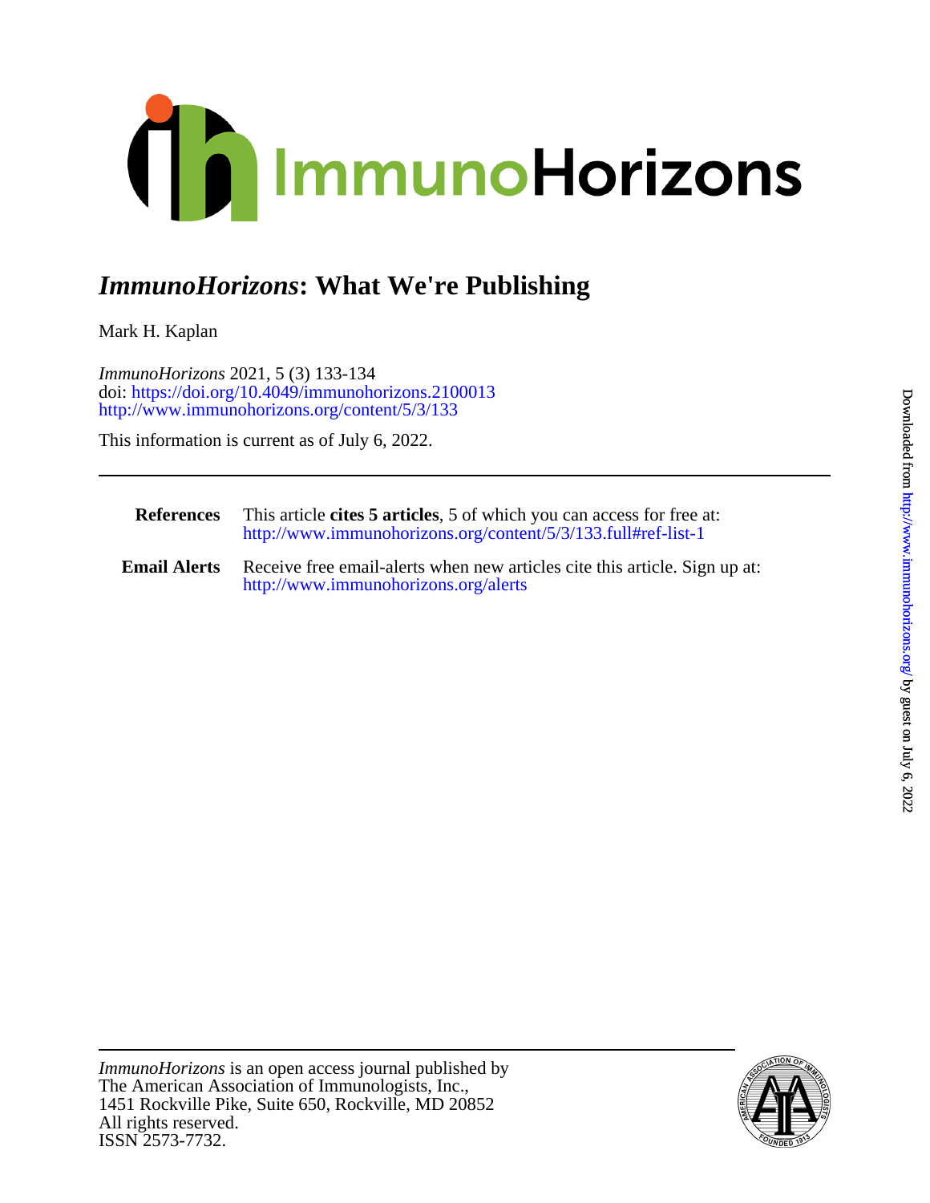# *ImmunoHorizons*: What We're Publishing

Mark H. Kaplan

*ImmunoHorizons* 2021, 5 (3) 133-134
doi: https://doi.org/10.4049/immunohorizons.2100013
http://www.immunohorizons.org/content/5/3/133

This information is current as of July 6, 2022.

---

**References** This article **cites 5 articles**, 5 of which you can access for free at:
http://www.immunohorizons.org/content/5/3/133.full#ref-list-1

**Email Alerts** Receive free email-alerts when new articles cite this article. Sign up at:
http://www.immunohorizons.org/alerts

---

*ImmunoHorizons* is an open access journal published by
The American Association of Immunologists, Inc.,
1451 Rockville Pike, Suite 650, Rockville, MD 20852
All rights reserved.
ISSN 2573-7732.

Downloaded from http://www.immunohorizons.org/ by guest on July 6, 2022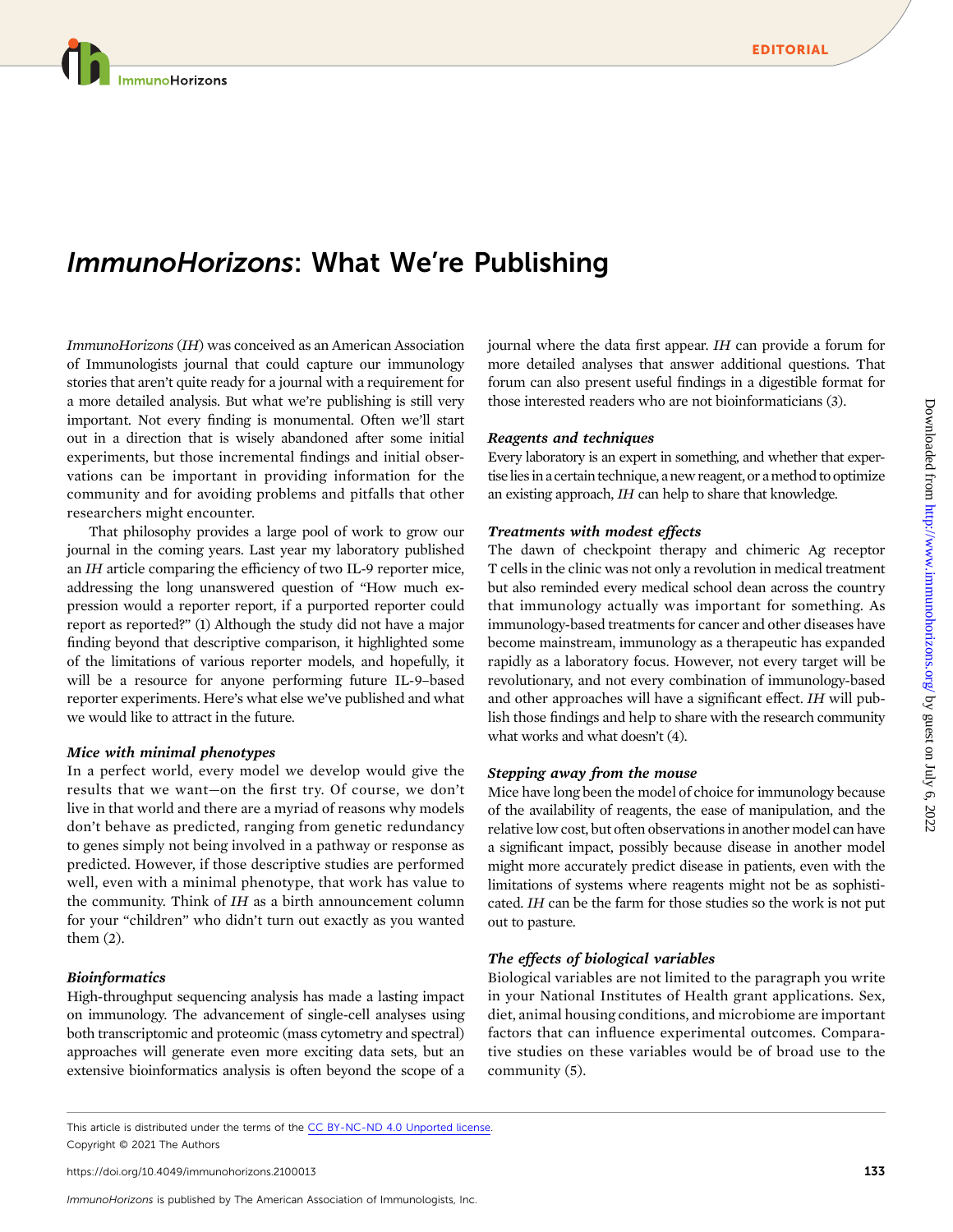# *ImmunoHorizons*: What We're Publishing

*ImmunoHorizons* (*IH*) was conceived as an American Association of Immunologists journal that could capture our immunology stories that aren't quite ready for a journal with a requirement for a more detailed analysis. But what we're publishing is still very important. Not every finding is monumental. Often we'll start out in a direction that is wisely abandoned after some initial experiments, but those incremental findings and initial observations can be important in providing information for the community and for avoiding problems and pitfalls that other researchers might encounter.

That philosophy provides a large pool of work to grow our journal in the coming years. Last year my laboratory published an *IH* article comparing the efficiency of two IL-9 reporter mice, addressing the long unanswered question of "How much expression would a reporter report, if a purported reporter could report as reported?" (1) Although the study did not have a major finding beyond that descriptive comparison, it highlighted some of the limitations of various reporter models, and hopefully, it will be a resource for anyone performing future IL-9–based reporter experiments. Here's what else we've published and what we would like to attract in the future.

### *Mice with minimal phenotypes*

In a perfect world, every model we develop would give the results that we want—on the first try. Of course, we don't live in that world and there are a myriad of reasons why models don't behave as predicted, ranging from genetic redundancy to genes simply not being involved in a pathway or response as predicted. However, if those descriptive studies are performed well, even with a minimal phenotype, that work has value to the community. Think of *IH* as a birth announcement column for your "children" who didn't turn out exactly as you wanted them (2).

### *Bioinformatics*

High-throughput sequencing analysis has made a lasting impact on immunology. The advancement of single-cell analyses using both transcriptomic and proteomic (mass cytometry and spectral) approaches will generate even more exciting data sets, but an extensive bioinformatics analysis is often beyond the scope of a journal where the data first appear. *IH* can provide a forum for more detailed analyses that answer additional questions. That forum can also present useful findings in a digestible format for those interested readers who are not bioinformaticians (3).

### *Reagents and techniques*

Every laboratory is an expert in something, and whether that expertise lies in a certain technique, a new reagent, or a method to optimize an existing approach, *IH* can help to share that knowledge.

### *Treatments with modest effects*

The dawn of checkpoint therapy and chimeric Ag receptor T cells in the clinic was not only a revolution in medical treatment but also reminded every medical school dean across the country that immunology actually was important for something. As immunology-based treatments for cancer and other diseases have become mainstream, immunology as a therapeutic has expanded rapidly as a laboratory focus. However, not every target will be revolutionary, and not every combination of immunology-based and other approaches will have a significant effect. *IH* will publish those findings and help to share with the research community what works and what doesn't (4).

### *Stepping away from the mouse*

Mice have long been the model of choice for immunology because of the availability of reagents, the ease of manipulation, and the relative low cost, but often observations in another model can have a significant impact, possibly because disease in another model might more accurately predict disease in patients, even with the limitations of systems where reagents might not be as sophisticated. *IH* can be the farm for those studies so the work is not put out to pasture.

### *The effects of biological variables*

Biological variables are not limited to the paragraph you write in your National Institutes of Health grant applications. Sex, diet, animal housing conditions, and microbiome are important factors that can influence experimental outcomes. Comparative studies on these variables would be of broad use to the community (5).

This article is distributed under the terms of the CC BY-NC-ND 4.0 Unported license.

Copyright © 2021 The Authors

https://doi.org/10.4049/immunohorizons.2100013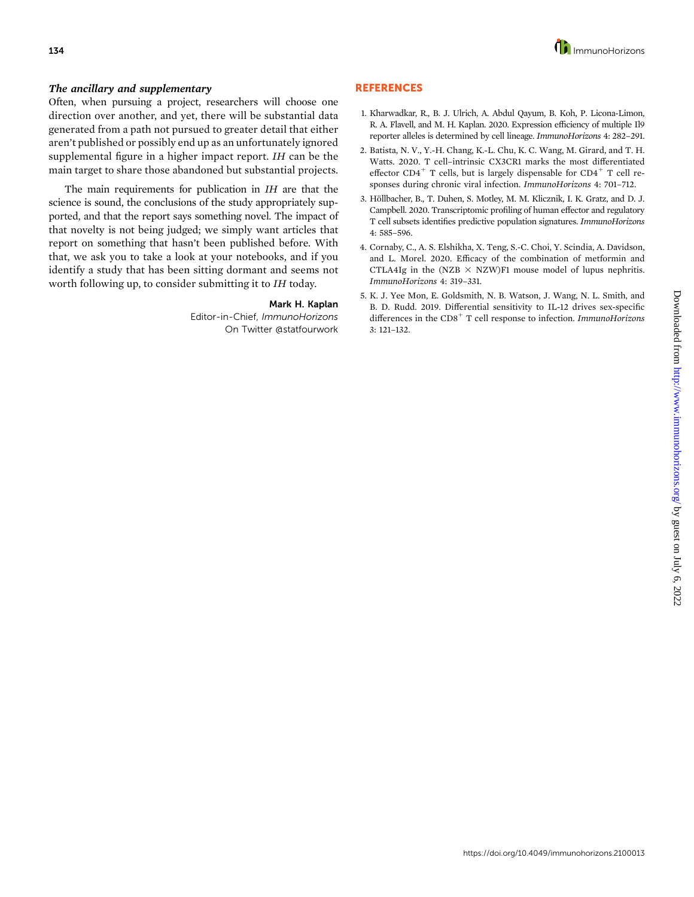### *The ancillary and supplementary*

Often, when pursuing a project, researchers will choose one direction over another, and yet, there will be substantial data generated from a path not pursued to greater detail that either aren't published or possibly end up as an unfortunately ignored supplemental figure in a higher impact report. *IH* can be the main target to share those abandoned but substantial projects.

The main requirements for publication in *IH* are that the science is sound, the conclusions of the study appropriately supported, and that the report says something novel. The impact of that novelty is not being judged; we simply want articles that report on something that hasn't been published before. With that, we ask you to take a look at your notebooks, and if you identify a study that has been sitting dormant and seems not worth following up, to consider submitting it to *IH* today.

**Mark H. Kaplan**
Editor-in-Chief, *ImmunoHorizons*
On Twitter @statfourwork

## REFERENCES

1. Kharwadkar, R., B. J. Ulrich, A. Abdul Qayum, B. Koh, P. Licona-Limon, R. A. Flavell, and M. H. Kaplan. 2020. Expression efficiency of multiple Il9 reporter alleles is determined by cell lineage. *ImmunoHorizons* 4: 282–291.
2. Batista, N. V., Y.-H. Chang, K.-L. Chu, K. C. Wang, M. Girard, and T. H. Watts. 2020. T cell–intrinsic CX3CR1 marks the most differentiated effector $CD4^+$ T cells, but is largely dispensable for $CD4^+$ T cell responses during chronic viral infection. *ImmunoHorizons* 4: 701–712.
3. Höllbacher, B., T. Duhen, S. Motley, M. M. Klicznik, I. K. Gratz, and D. J. Campbell. 2020. Transcriptomic profiling of human effector and regulatory T cell subsets identifies predictive population signatures. *ImmunoHorizons* 4: 585–596.
4. Cornaby, C., A. S. Elshikha, X. Teng, S.-C. Choi, Y. Scindia, A. Davidson, and L. Morel. 2020. Efficacy of the combination of metformin and CTLA4Ig in the (NZB × NZW)F1 mouse model of lupus nephritis. *ImmunoHorizons* 4: 319–331.
5. K. J. Yee Mon, E. Goldsmith, N. B. Watson, J. Wang, N. L. Smith, and B. D. Rudd. 2019. Differential sensitivity to IL-12 drives sex-specific differences in the $CD8^+$ T cell response to infection. *ImmunoHorizons* 3: 121–132.